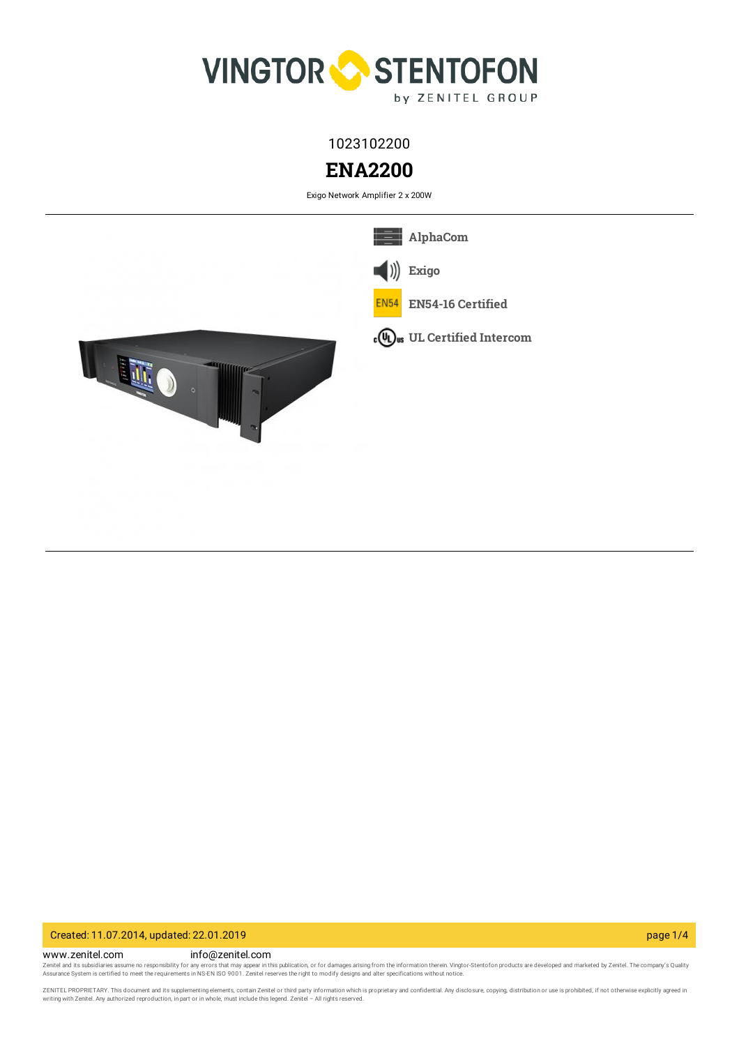1023102200

# ENA2200

Exigo Network Amplifier 2 x 200W

- AlphaCom
- Exigo
- EN54-16 Certified
- UL Certified Intercom

Created: 11.07.2014, updated: 22.01.2019

www.zenitel.com info@zenitel.com

Zenitel and its subsidiaries assume no responsibility for any errors that may appear in this publication, or for damages arising from the information therein. Vingtor-Stentofon products are developed and marketed by Zenitel. The company's Quality Assurance System is certified to meet the requirements in NS-EN ISO 9001. Zenitel reserves the right to modify designs and alter specifications without notice.

ZENITEL PROPRIETARY. This document and its supplementing elements, contain Zenitel or third party information which is proprietary and confidential. Any disclosure, copying, distribution or use is prohibited, if not otherwise explicitly agreed in writing with Zenitel. Any authorized reproduction, in part or in whole, must include this legend. Zenitel – All rights reserved.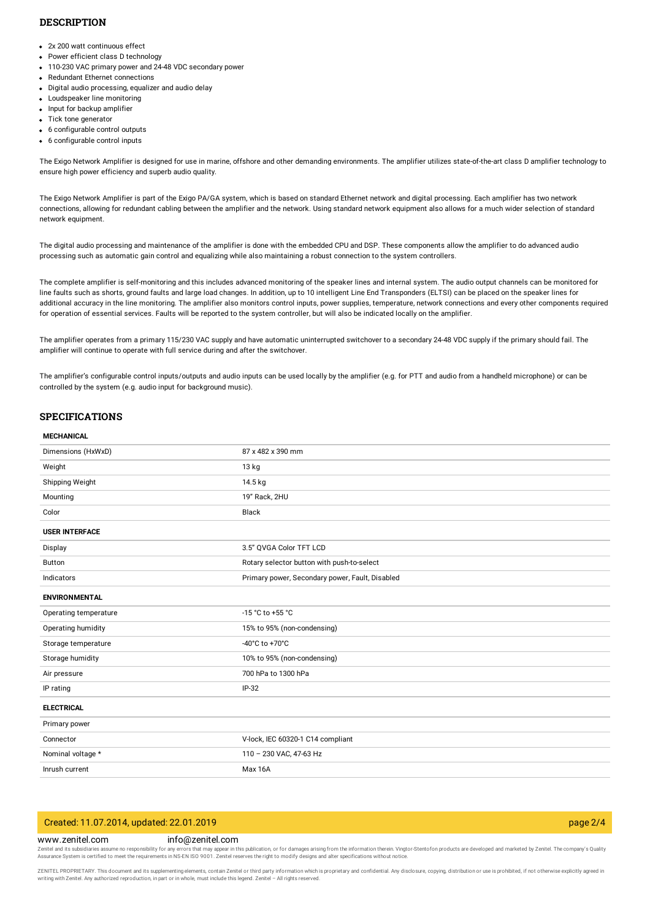## DESCRIPTION

- 2x 200 watt continuous effect
- Power efficient class D technology
- 110-230 VAC primary power and 24-48 VDC secondary power
- Redundant Ethernet connections
- Digital audio processing, equalizer and audio delay
- Loudspeaker line monitoring
- Input for backup amplifier
- Tick tone generator
- 6 configurable control outputs
- 6 configurable control inputs

The Exigo Network Amplifier is designed for use in marine, offshore and other demanding environments. The amplifier utilizes state-of-the-art class D amplifier technology to ensure high power efficiency and superb audio quality.

The Exigo Network Amplifier is part of the Exigo PA/GA system, which is based on standard Ethernet network and digital processing. Each amplifier has two network connections, allowing for redundant cabling between the amplifier and the network. Using standard network equipment also allows for a much wider selection of standard network equipment.

The digital audio processing and maintenance of the amplifier is done with the embedded CPU and DSP. These components allow the amplifier to do advanced audio processing such as automatic gain control and equalizing while also maintaining a robust connection to the system controllers.

The complete amplifier is self-monitoring and this includes advanced monitoring of the speaker lines and internal system. The audio output channels can be monitored for line faults such as shorts, ground faults and large load changes. In addition, up to 10 intelligent Line End Transponders (ELTSI) can be placed on the speaker lines for additional accuracy in the line monitoring. The amplifier also monitors control inputs, power supplies, temperature, network connections and every other components required for operation of essential services. Faults will be reported to the system controller, but will also be indicated locally on the amplifier.

The amplifier operates from a primary 115/230 VAC supply and have automatic uninterrupted switchover to a secondary 24-48 VDC supply if the primary should fail. The amplifier will continue to operate with full service during and after the switchover.

The amplifier's configurable control inputs/outputs and audio inputs can be used locally by the amplifier (e.g. for PTT and audio from a handheld microphone) or can be controlled by the system (e.g. audio input for background music).

## SPECIFICATIONS

| **MECHANICAL** | |
|---|---|
| Dimensions (HxWxD) | 87 x 482 x 390 mm |
| Weight | 13 kg |
| Shipping Weight | 14.5 kg |
| Mounting | 19" Rack, 2HU |
| Color | Black |
| **USER INTERFACE** | |
| Display | 3.5" QVGA Color TFT LCD |
| Button | Rotary selector button with push-to-select |
| Indicators | Primary power, Secondary power, Fault, Disabled |
| **ENVIRONMENTAL** | |
| Operating temperature | -15 °C to +55 °C |
| Operating humidity | 15% to 95% (non-condensing) |
| Storage temperature | -40°C to +70°C |
| Storage humidity | 10% to 95% (non-condensing) |
| Air pressure | 700 hPa to 1300 hPa |
| IP rating | IP-32 |
| **ELECTRICAL** | |
| Primary power | |
| Connector | V-lock, IEC 60320-1 C14 compliant |
| Nominal voltage * | 110 – 230 VAC, 47-63 Hz |
| Inrush current | Max 16A |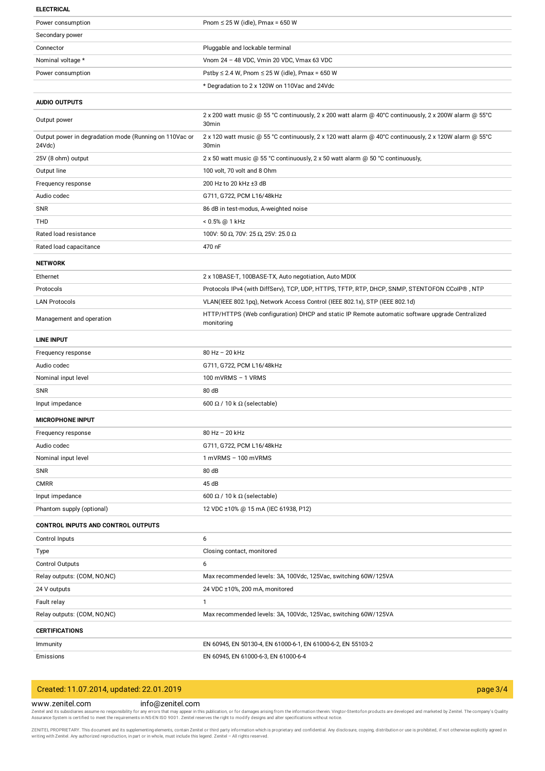**ELECTRICAL**

| | |
|---|---|
| Power consumption | Pnom ≤ 25 W (idle), Pmax = 650 W |
| Secondary power | |
| Connector | Pluggable and lockable terminal |
| Nominal voltage * | Vnom 24 – 48 VDC, Vmin 20 VDC, Vmax 63 VDC |
| Power consumption | Pstby ≤ 2.4 W, Pnom ≤ 25 W (idle), Pmax = 650 W |
| | * Degradation to 2 x 120W on 110Vac and 24Vdc |

**AUDIO OUTPUTS**

| | |
|---|---|
| Output power | 2 x 200 watt music @ 55 °C continuously, 2 x 200 watt alarm @ 40°C continuously, 2 x 200W alarm @ 55°C 30min |
| Output power in degradation mode (Running on 110Vac or 24Vdc) | 2 x 120 watt music @ 55 °C continuously, 2 x 120 watt alarm @ 40°C continuously, 2 x 120W alarm @ 55°C 30min |
| 25V (8 ohm) output | 2 x 50 watt music @ 55 °C continuously, 2 x 50 watt alarm @ 50 °C continuously, |
| Output line | 100 volt, 70 volt and 8 Ohm |
| Frequency response | 200 Hz to 20 kHz ±3 dB |
| Audio codec | G711, G722, PCM L16/48kHz |
| SNR | 86 dB in test-modus, A-weighted noise |
| THD | < 0.5% @ 1 kHz |
| Rated load resistance | 100V: 50 Ω, 70V: 25 Ω, 25V: 25.0 Ω |
| Rated load capacitance | 470 nF |

**NETWORK**

| | |
|---|---|
| Ethernet | 2 x 10BASE-T, 100BASE-TX, Auto negotiation, Auto MDIX |
| Protocols | Protocols IPv4 (with DiffServ), TCP, UDP, HTTPS, TFTP, RTP, DHCP, SNMP, STENTOFON CCoIP®, NTP |
| LAN Protocols | VLAN(IEEE 802.1pq), Network Access Control (IEEE 802.1x), STP (IEEE 802.1d) |
| Management and operation | HTTP/HTTPS (Web configuration) DHCP and static IP Remote automatic software upgrade Centralized monitoring |

**LINE INPUT**

| | |
|---|---|
| Frequency response | 80 Hz – 20 kHz |
| Audio codec | G711, G722, PCM L16/48kHz |
| Nominal input level | 100 mVRMS – 1 VRMS |
| SNR | 80 dB |
| Input impedance | 600 Ω / 10 k Ω (selectable) |

**MICROPHONE INPUT**

| | |
|---|---|
| Frequency response | 80 Hz – 20 kHz |
| Audio codec | G711, G722, PCM L16/48kHz |
| Nominal input level | 1 mVRMS – 100 mVRMS |
| SNR | 80 dB |
| CMRR | 45 dB |
| Input impedance | 600 Ω / 10 k Ω (selectable) |
| Phantom supply (optional) | 12 VDC ±10% @ 15 mA (IEC 61938, P12) |

**CONTROL INPUTS AND CONTROL OUTPUTS**

| | |
|---|---|
| Control Inputs | 6 |
| Type | Closing contact, monitored |
| Control Outputs | 6 |
| Relay outputs: (COM, NO,NC) | Max recommended levels: 3A, 100Vdc, 125Vac, switching 60W/125VA |
| 24 V outputs | 24 VDC ±10%, 200 mA, monitored |
| Fault relay | 1 |
| Relay outputs: (COM, NO,NC) | Max recommended levels: 3A, 100Vdc, 125Vac, switching 60W/125VA |

**CERTIFICATIONS**

| | |
|---|---|
| Immunity | EN 60945, EN 50130-4, EN 61000-6-1, EN 61000-6-2, EN 55103-2 |
| Emissions | EN 60945, EN 61000-6-3, EN 61000-6-4 |

Created: 11.07.2014, updated: 22.01.2019

www.zenitel.com info@zenitel.com

Zenitel and its subsidiaries assume no responsibility for any errors that may appear in this publication, or for damages arising from the information therein. Vingtor-Stentofon products are developed and marketed by Zenitel. The company's Quality Assurance System is certified to meet the requirements in NS-EN ISO 9001. Zenitel reserves the right to modify designs and alter specifications without notice.

ZENITEL PROPRIETARY. This document and its supplementing elements, contain Zenitel or third party information which is proprietary and confidential. Any disclosure, copying, distribution or use is prohibited, if not otherwise explicitly agreed in writing with Zenitel. Any authorized reproduction, in part or in whole, must include this legend. Zenitel – All rights reserved.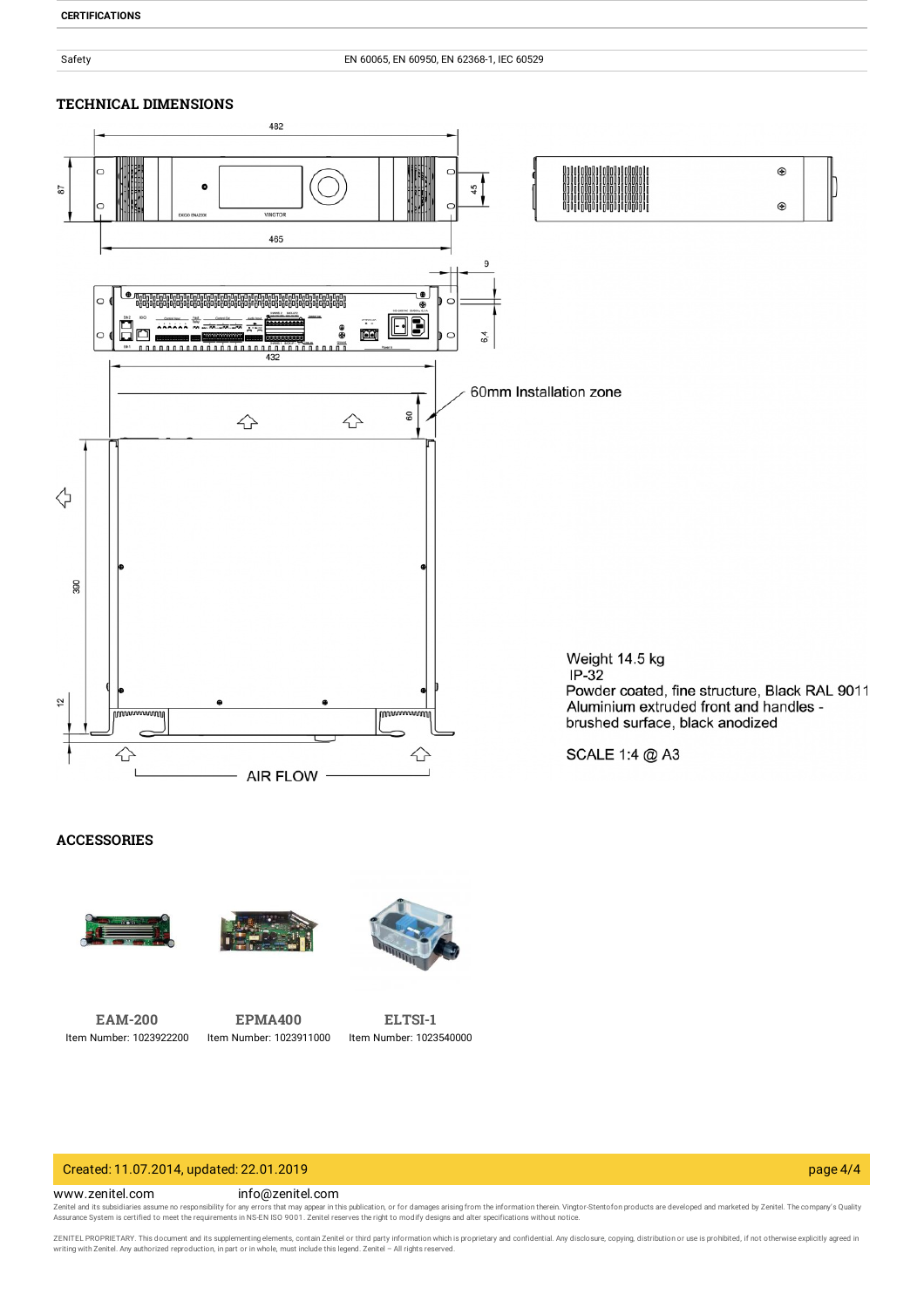## CERTIFICATIONS

| | |
|---|---|
| Safety | EN 60065, EN 60950, EN 62368-1, IEC 60529 |

## TECHNICAL DIMENSIONS

482

87

45

465

9

6,4

432

60mm Installation zone

60

390

12

AIR FLOW

Weight 14.5 kg
IP-32
Powder coated, fine structure, Black RAL 9011
Aluminium extruded front and handles - brushed surface, black anodized

SCALE 1:4 @ A3

## ACCESSORIES

**EAM-200**
Item Number: 1023922200

**EPMA400**
Item Number: 1023911000

**ELTSI-1**
Item Number: 1023540000

Created: 11.07.2014, updated: 22.01.2019

www.zenitel.com info@zenitel.com

Zenitel and its subsidiaries assume no responsibility for any errors that may appear in this publication, or for damages arising from the information therein. Vingtor-Stentofon products are developed and marketed by Zenitel. The company's Quality Assurance System is certified to meet the requirements in NS-EN ISO 9001. Zenitel reserves the right to modify designs and alter specifications without notice.

ZENITEL PROPRIETARY. This document and its supplementing elements, contain Zenitel or third party information which is proprietary and confidential. Any disclosure, copying, distribution or use is prohibited, if not otherwise explicitly agreed in writing with Zenitel. Any authorized reproduction, in part or in whole, must include this legend. Zenitel – All rights reserved.